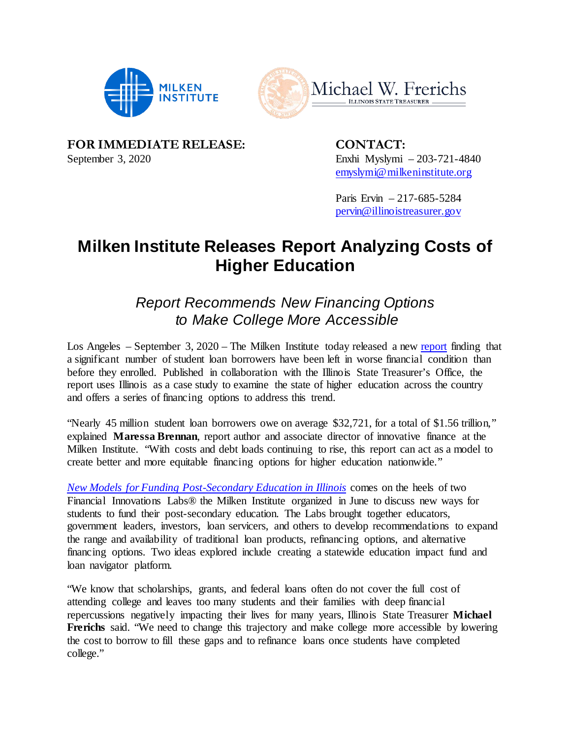MILKEN INSTITUTE

Michael W. Frerichs
ILLINOIS STATE TREASURER

**FOR IMMEDIATE RELEASE:**
September 3, 2020

**CONTACT:**
Enxhi Myslymi – 203-721-4840
emyslymi@milkeninstitute.org

Paris Ervin – 217-685-5284
pervin@illinoistreasurer.gov

# Milken Institute Releases Report Analyzing Costs of Higher Education

## *Report Recommends New Financing Options to Make College More Accessible*

Los Angeles – September 3, 2020 – The Milken Institute today released a new report finding that a significant number of student loan borrowers have been left in worse financial condition than before they enrolled. Published in collaboration with the Illinois State Treasurer's Office, the report uses Illinois as a case study to examine the state of higher education across the country and offers a series of financing options to address this trend.

"Nearly 45 million student loan borrowers owe on average $32,721, for a total of $1.56 trillion," explained **Maressa Brennan**, report author and associate director of innovative finance at the Milken Institute. "With costs and debt loads continuing to rise, this report can act as a model to create better and more equitable financing options for higher education nationwide."

*New Models for Funding Post-Secondary Education in Illinois* comes on the heels of two Financial Innovations Labs® the Milken Institute organized in June to discuss new ways for students to fund their post-secondary education. The Labs brought together educators, government leaders, investors, loan servicers, and others to develop recommendations to expand the range and availability of traditional loan products, refinancing options, and alternative financing options. Two ideas explored include creating a statewide education impact fund and loan navigator platform.

"We know that scholarships, grants, and federal loans often do not cover the full cost of attending college and leaves too many students and their families with deep financial repercussions negatively impacting their lives for many years, Illinois State Treasurer **Michael Frerichs** said. "We need to change this trajectory and make college more accessible by lowering the cost to borrow to fill these gaps and to refinance loans once students have completed college."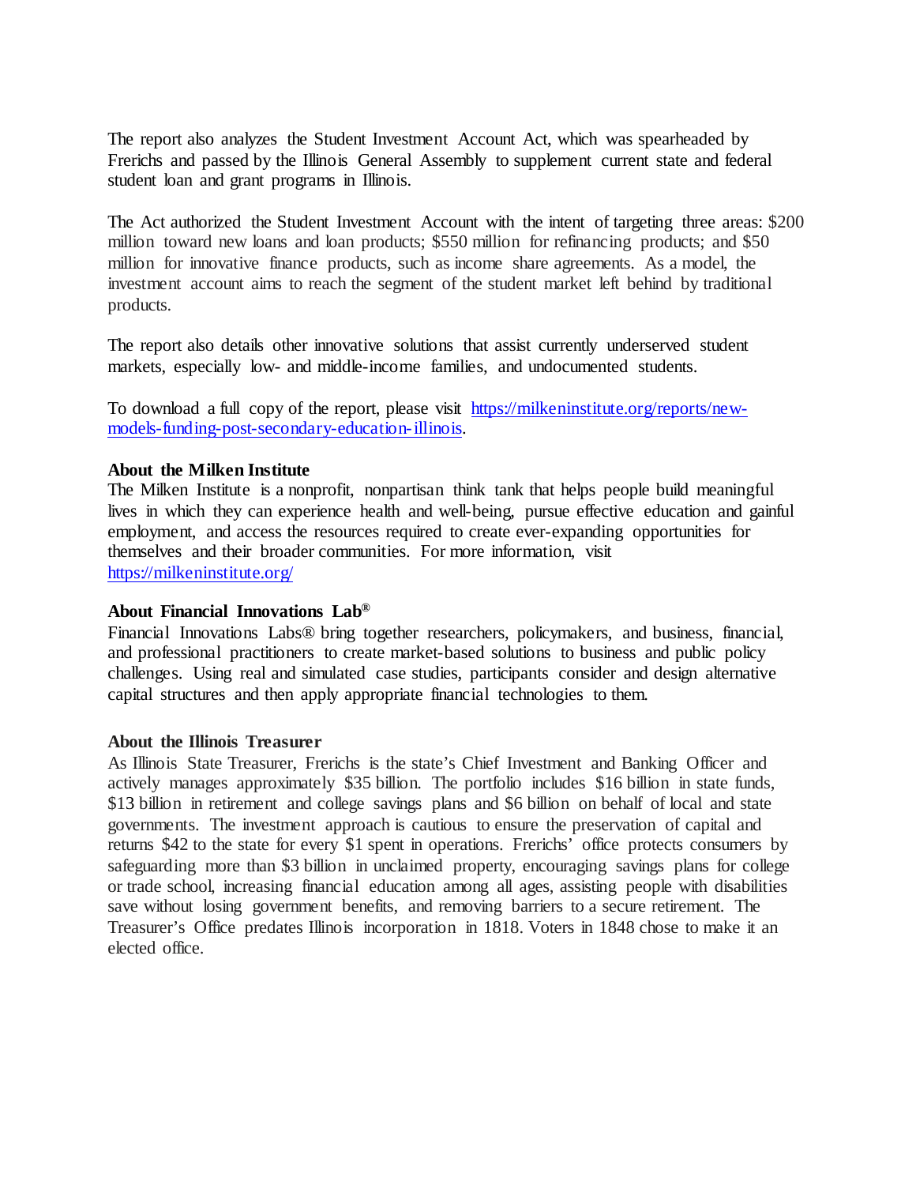The report also analyzes the Student Investment Account Act, which was spearheaded by Frerichs and passed by the Illinois General Assembly to supplement current state and federal student loan and grant programs in Illinois.

The Act authorized the Student Investment Account with the intent of targeting three areas: $200 million toward new loans and loan products; $550 million for refinancing products; and $50 million for innovative finance products, such as income share agreements. As a model, the investment account aims to reach the segment of the student market left behind by traditional products.

The report also details other innovative solutions that assist currently underserved student markets, especially low- and middle-income families, and undocumented students.

To download a full copy of the report, please visit [https://milkeninstitute.org/reports/new-models-funding-post-secondary-education-illinois](https://milkeninstitute.org/reports/new-models-funding-post-secondary-education-illinois).

**About the Milken Institute**
The Milken Institute is a nonprofit, nonpartisan think tank that helps people build meaningful lives in which they can experience health and well-being, pursue effective education and gainful employment, and access the resources required to create ever-expanding opportunities for themselves and their broader communities. For more information, visit [https://milkeninstitute.org/](https://milkeninstitute.org/)

**About Financial Innovations Lab®**
Financial Innovations Labs® bring together researchers, policymakers, and business, financial, and professional practitioners to create market-based solutions to business and public policy challenges. Using real and simulated case studies, participants consider and design alternative capital structures and then apply appropriate financial technologies to them.

**About the Illinois Treasurer**
As Illinois State Treasurer, Frerichs is the state's Chief Investment and Banking Officer and actively manages approximately $35 billion. The portfolio includes $16 billion in state funds, $13 billion in retirement and college savings plans and $6 billion on behalf of local and state governments. The investment approach is cautious to ensure the preservation of capital and returns $42 to the state for every $1 spent in operations. Frerichs' office protects consumers by safeguarding more than $3 billion in unclaimed property, encouraging savings plans for college or trade school, increasing financial education among all ages, assisting people with disabilities save without losing government benefits, and removing barriers to a secure retirement. The Treasurer's Office predates Illinois incorporation in 1818. Voters in 1848 chose to make it an elected office.